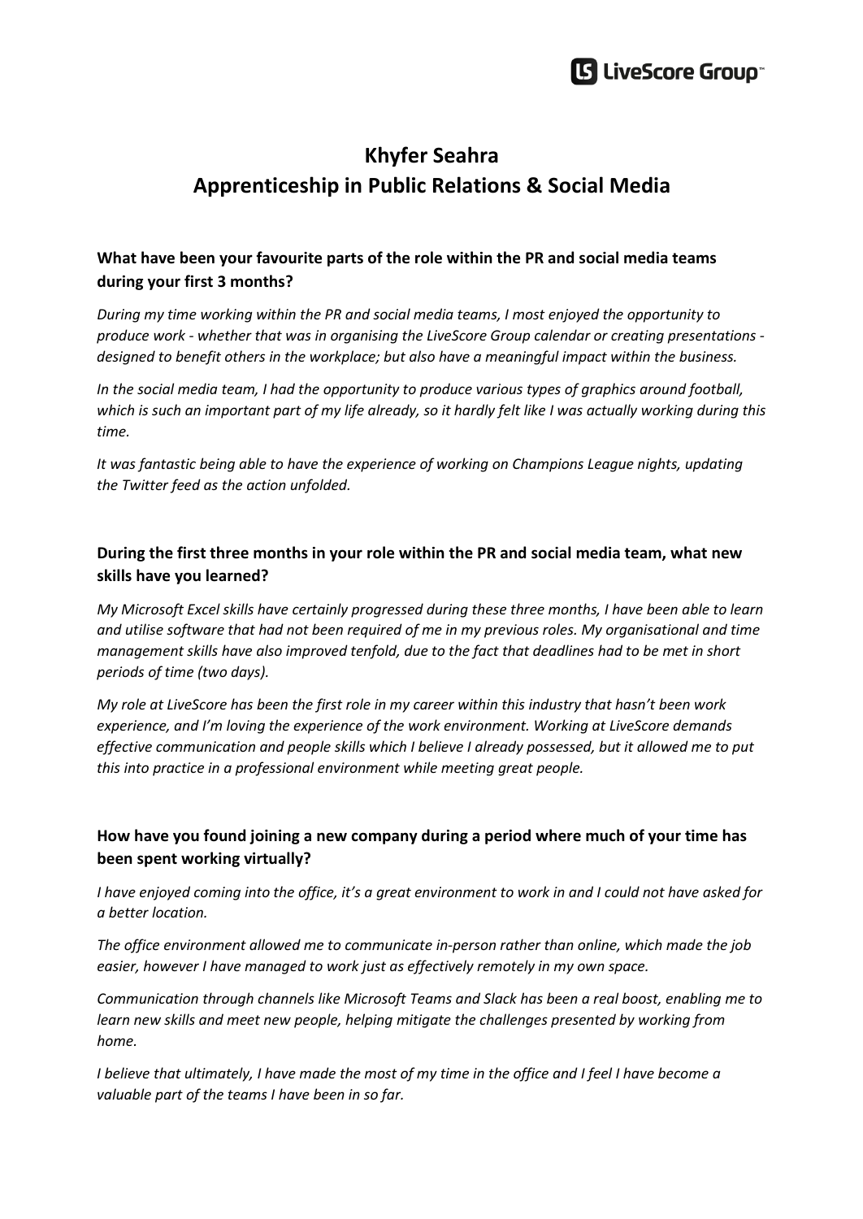# Khyfer Seahra
# Apprenticeship in Public Relations & Social Media

### What have been your favourite parts of the role within the PR and social media teams during your first 3 months?

*During my time working within the PR and social media teams, I most enjoyed the opportunity to produce work - whether that was in organising the LiveScore Group calendar or creating presentations - designed to benefit others in the workplace; but also have a meaningful impact within the business.*

*In the social media team, I had the opportunity to produce various types of graphics around football, which is such an important part of my life already, so it hardly felt like I was actually working during this time.*

*It was fantastic being able to have the experience of working on Champions League nights, updating the Twitter feed as the action unfolded.*

### During the first three months in your role within the PR and social media team, what new skills have you learned?

*My Microsoft Excel skills have certainly progressed during these three months, I have been able to learn and utilise software that had not been required of me in my previous roles. My organisational and time management skills have also improved tenfold, due to the fact that deadlines had to be met in short periods of time (two days).*

*My role at LiveScore has been the first role in my career within this industry that hasn't been work experience, and I'm loving the experience of the work environment. Working at LiveScore demands effective communication and people skills which I believe I already possessed, but it allowed me to put this into practice in a professional environment while meeting great people.*

### How have you found joining a new company during a period where much of your time has been spent working virtually?

*I have enjoyed coming into the office, it's a great environment to work in and I could not have asked for a better location.*

*The office environment allowed me to communicate in-person rather than online, which made the job easier, however I have managed to work just as effectively remotely in my own space.*

*Communication through channels like Microsoft Teams and Slack has been a real boost, enabling me to learn new skills and meet new people, helping mitigate the challenges presented by working from home.*

*I believe that ultimately, I have made the most of my time in the office and I feel I have become a valuable part of the teams I have been in so far.*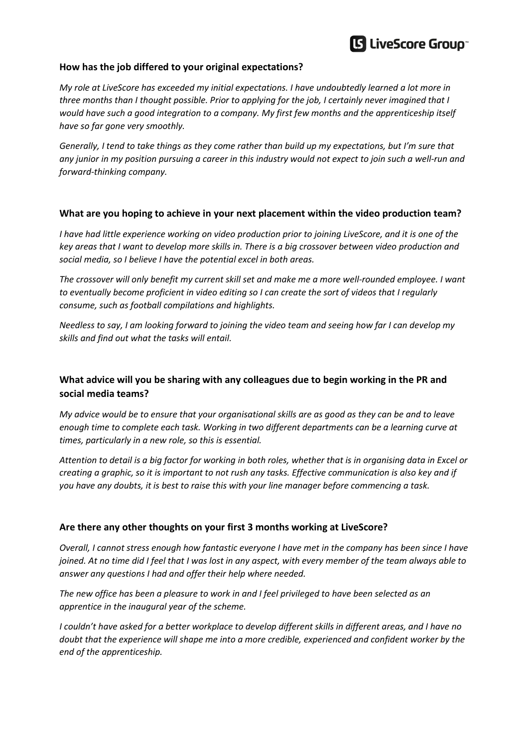**How has the job differed to your original expectations?**

*My role at LiveScore has exceeded my initial expectations. I have undoubtedly learned a lot more in three months than I thought possible. Prior to applying for the job, I certainly never imagined that I would have such a good integration to a company. My first few months and the apprenticeship itself have so far gone very smoothly.*

*Generally, I tend to take things as they come rather than build up my expectations, but I'm sure that any junior in my position pursuing a career in this industry would not expect to join such a well-run and forward-thinking company.*

**What are you hoping to achieve in your next placement within the video production team?**

*I have had little experience working on video production prior to joining LiveScore, and it is one of the key areas that I want to develop more skills in. There is a big crossover between video production and social media, so I believe I have the potential excel in both areas.*

*The crossover will only benefit my current skill set and make me a more well-rounded employee. I want to eventually become proficient in video editing so I can create the sort of videos that I regularly consume, such as football compilations and highlights.*

*Needless to say, I am looking forward to joining the video team and seeing how far I can develop my skills and find out what the tasks will entail.*

**What advice will you be sharing with any colleagues due to begin working in the PR and social media teams?**

*My advice would be to ensure that your organisational skills are as good as they can be and to leave enough time to complete each task. Working in two different departments can be a learning curve at times, particularly in a new role, so this is essential.*

*Attention to detail is a big factor for working in both roles, whether that is in organising data in Excel or creating a graphic, so it is important to not rush any tasks. Effective communication is also key and if you have any doubts, it is best to raise this with your line manager before commencing a task.*

**Are there any other thoughts on your first 3 months working at LiveScore?**

*Overall, I cannot stress enough how fantastic everyone I have met in the company has been since I have joined. At no time did I feel that I was lost in any aspect, with every member of the team always able to answer any questions I had and offer their help where needed.*

*The new office has been a pleasure to work in and I feel privileged to have been selected as an apprentice in the inaugural year of the scheme.*

*I couldn't have asked for a better workplace to develop different skills in different areas, and I have no doubt that the experience will shape me into a more credible, experienced and confident worker by the end of the apprenticeship.*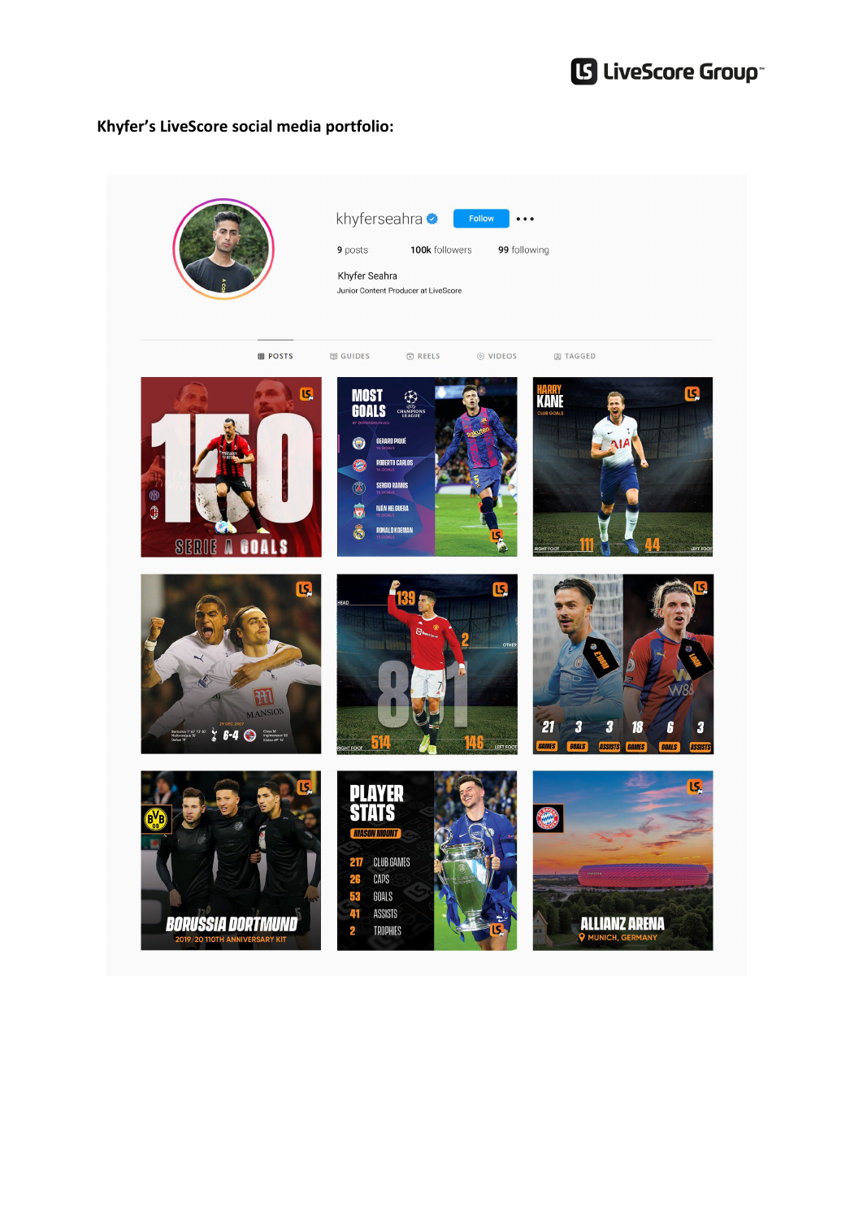**Khyfer's LiveScore social media portfolio:**

khyferseahra

Follow

9 posts 100k followers 99 following

Khyfer Seahra

Junior Content Producer at LiveScore

POSTS GUIDES REELS VIDEOS TAGGED